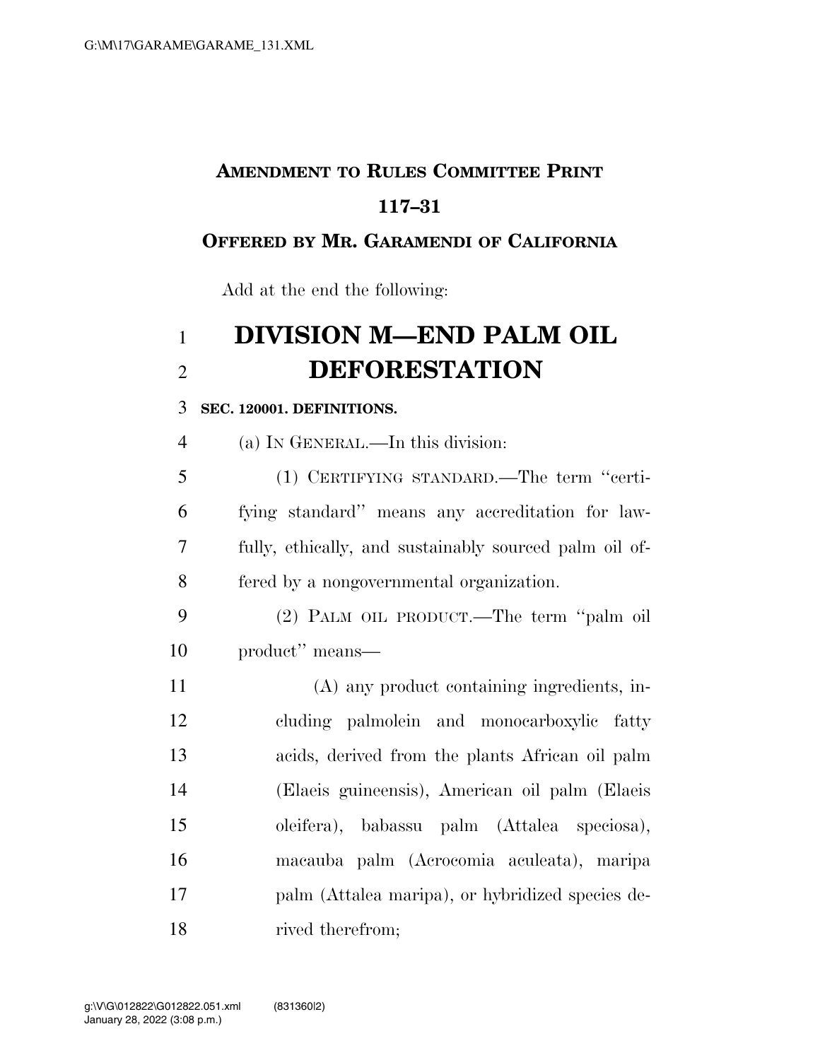**AMENDMENT TO RULES COMMITTEE PRINT 117–31**

**OFFERED BY MR. GARAMENDI OF CALIFORNIA**

Add at the end the following:

# DIVISION M—END PALM OIL DEFORESTATION

**SEC. 120001. DEFINITIONS.**

(a) IN GENERAL.—In this division:

(1) CERTIFYING STANDARD.—The term ''certifying standard'' means any accreditation for lawfully, ethically, and sustainably sourced palm oil offered by a nongovernmental organization.

(2) PALM OIL PRODUCT.—The term ''palm oil product'' means—

(A) any product containing ingredients, including palmolein and monocarboxylic fatty acids, derived from the plants African oil palm (Elaeis guineensis), American oil palm (Elaeis oleifera), babassu palm (Attalea speciosa), macauba palm (Acrocomia aculeata), maripa palm (Attalea maripa), or hybridized species derived therefrom;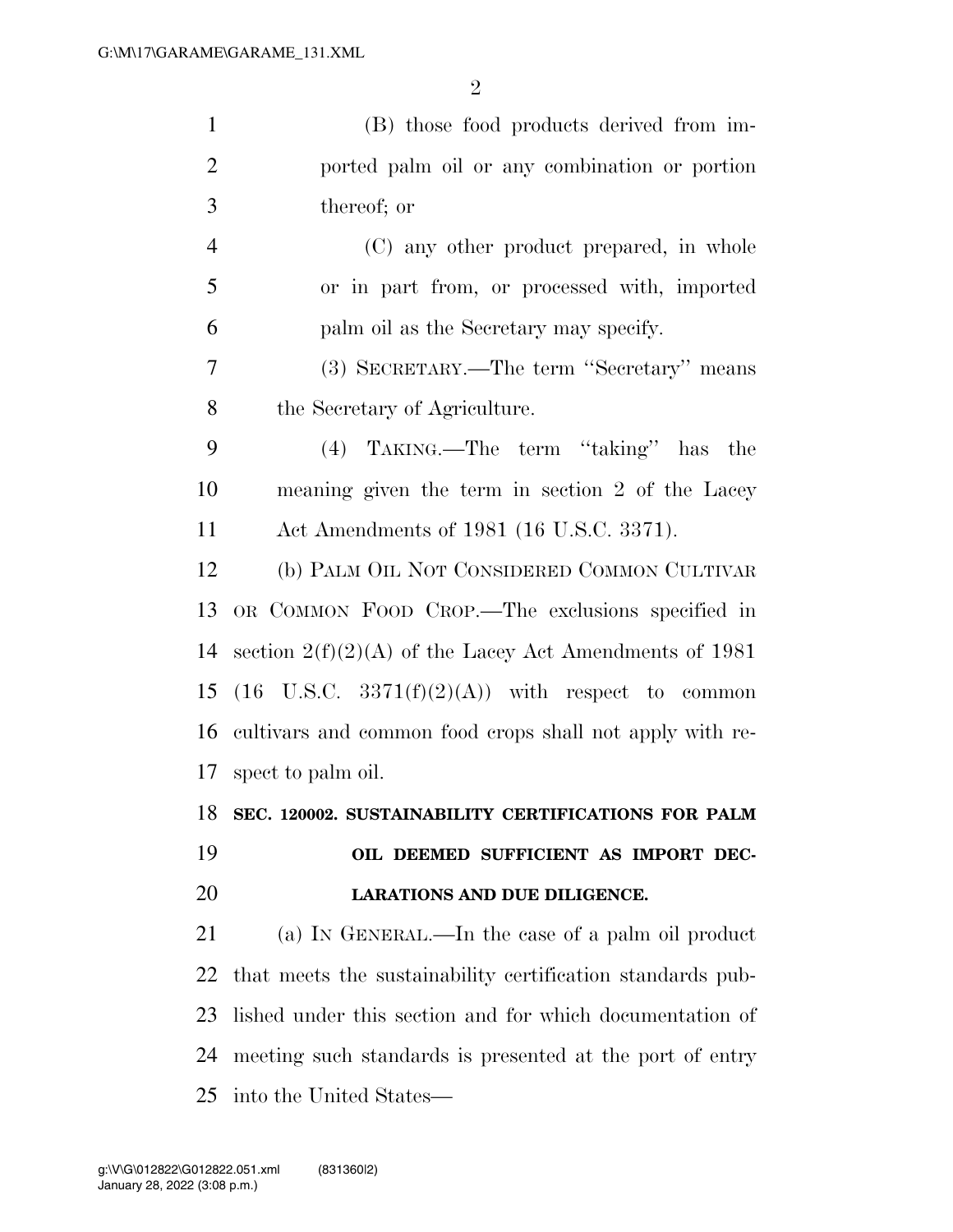(B) those food products derived from imported palm oil or any combination or portion thereof; or

(C) any other product prepared, in whole or in part from, or processed with, imported palm oil as the Secretary may specify.

(3) SECRETARY.—The term ''Secretary'' means the Secretary of Agriculture.

(4) TAKING.—The term ''taking'' has the meaning given the term in section 2 of the Lacey Act Amendments of 1981 (16 U.S.C. 3371).

(b) PALM OIL NOT CONSIDERED COMMON CULTIVAR OR COMMON FOOD CROP.—The exclusions specified in section 2(f)(2)(A) of the Lacey Act Amendments of 1981 (16 U.S.C. 3371(f)(2)(A)) with respect to common cultivars and common food crops shall not apply with respect to palm oil.

**SEC. 120002. SUSTAINABILITY CERTIFICATIONS FOR PALM OIL DEEMED SUFFICIENT AS IMPORT DECLARATIONS AND DUE DILIGENCE.**

(a) IN GENERAL.—In the case of a palm oil product that meets the sustainability certification standards published under this section and for which documentation of meeting such standards is presented at the port of entry into the United States—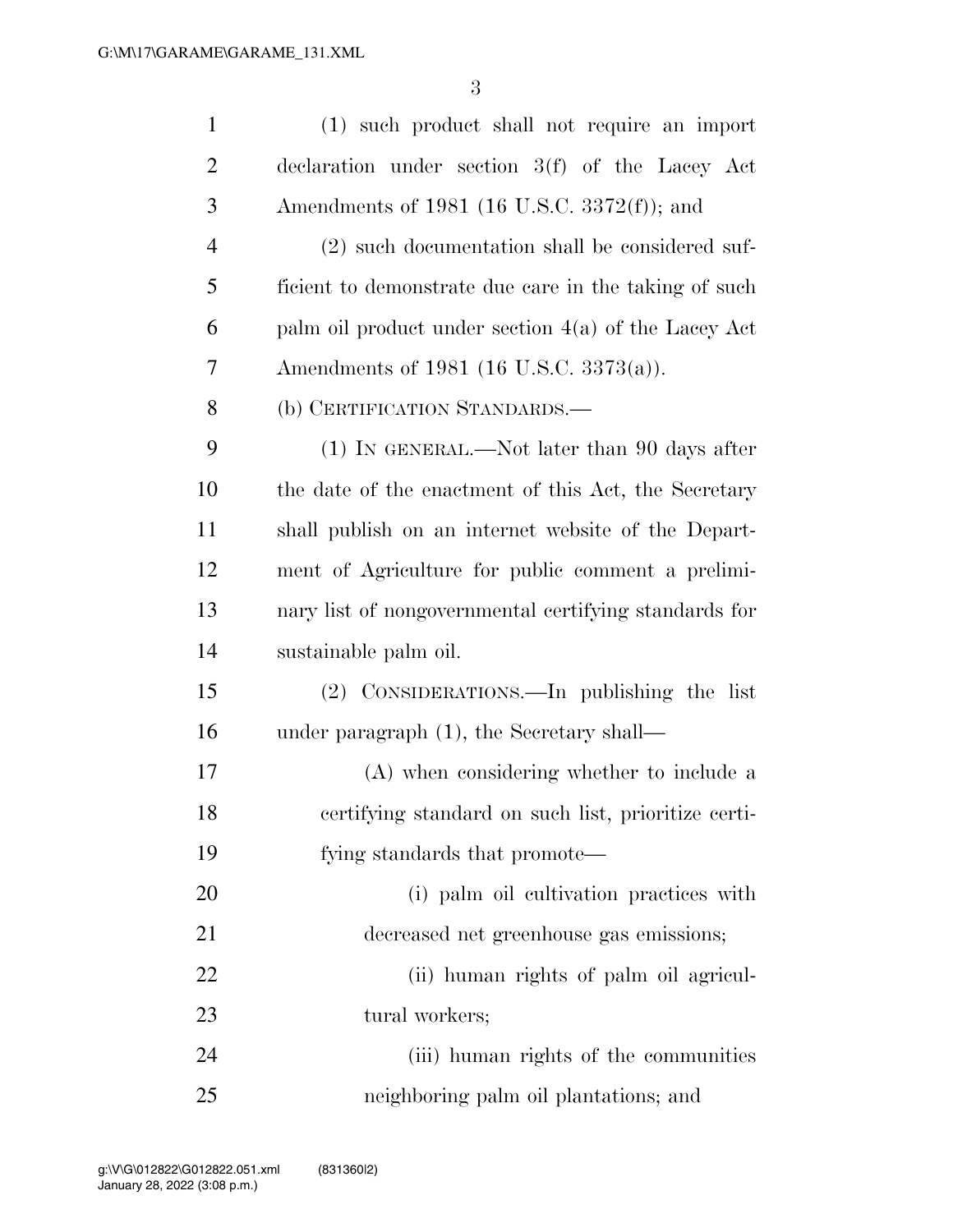(1) such product shall not require an import declaration under section 3(f) of the Lacey Act Amendments of 1981 (16 U.S.C. 3372(f)); and

(2) such documentation shall be considered sufficient to demonstrate due care in the taking of such palm oil product under section 4(a) of the Lacey Act Amendments of 1981 (16 U.S.C. 3373(a)).

(b) CERTIFICATION STANDARDS.—

(1) IN GENERAL.—Not later than 90 days after the date of the enactment of this Act, the Secretary shall publish on an internet website of the Department of Agriculture for public comment a preliminary list of nongovernmental certifying standards for sustainable palm oil.

(2) CONSIDERATIONS.—In publishing the list under paragraph (1), the Secretary shall—

(A) when considering whether to include a certifying standard on such list, prioritize certifying standards that promote—

(i) palm oil cultivation practices with decreased net greenhouse gas emissions;

(ii) human rights of palm oil agricultural workers;

(iii) human rights of the communities neighboring palm oil plantations; and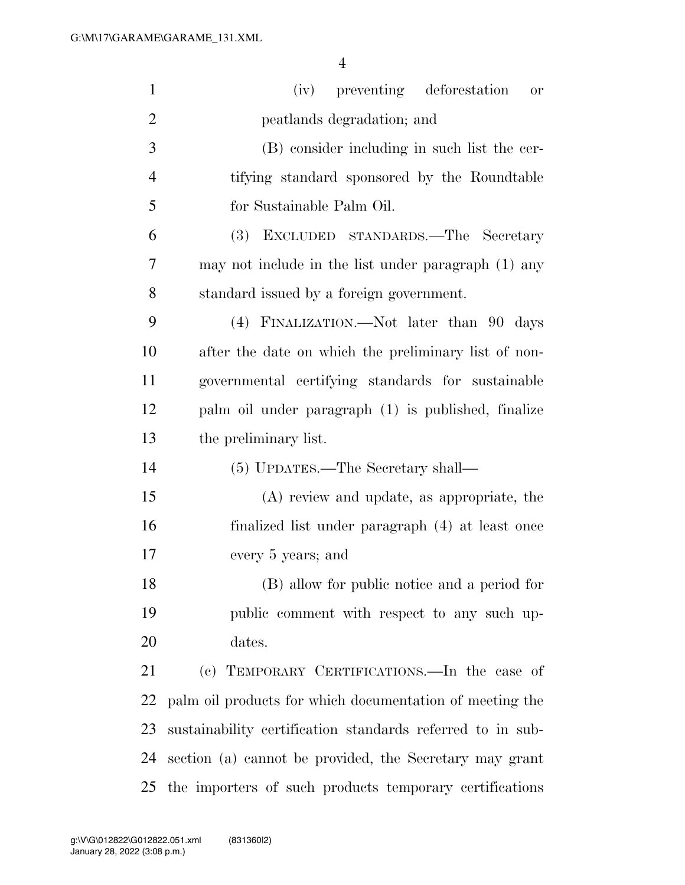(iv) preventing deforestation or peatlands degradation; and

(B) consider including in such list the certifying standard sponsored by the Roundtable for Sustainable Palm Oil.

(3) EXCLUDED STANDARDS.—The Secretary may not include in the list under paragraph (1) any standard issued by a foreign government.

(4) FINALIZATION.—Not later than 90 days after the date on which the preliminary list of nongovernmental certifying standards for sustainable palm oil under paragraph (1) is published, finalize the preliminary list.

(5) UPDATES.—The Secretary shall—

(A) review and update, as appropriate, the finalized list under paragraph (4) at least once every 5 years; and

(B) allow for public notice and a period for public comment with respect to any such updates.

(c) TEMPORARY CERTIFICATIONS.—In the case of palm oil products for which documentation of meeting the sustainability certification standards referred to in subsection (a) cannot be provided, the Secretary may grant the importers of such products temporary certifications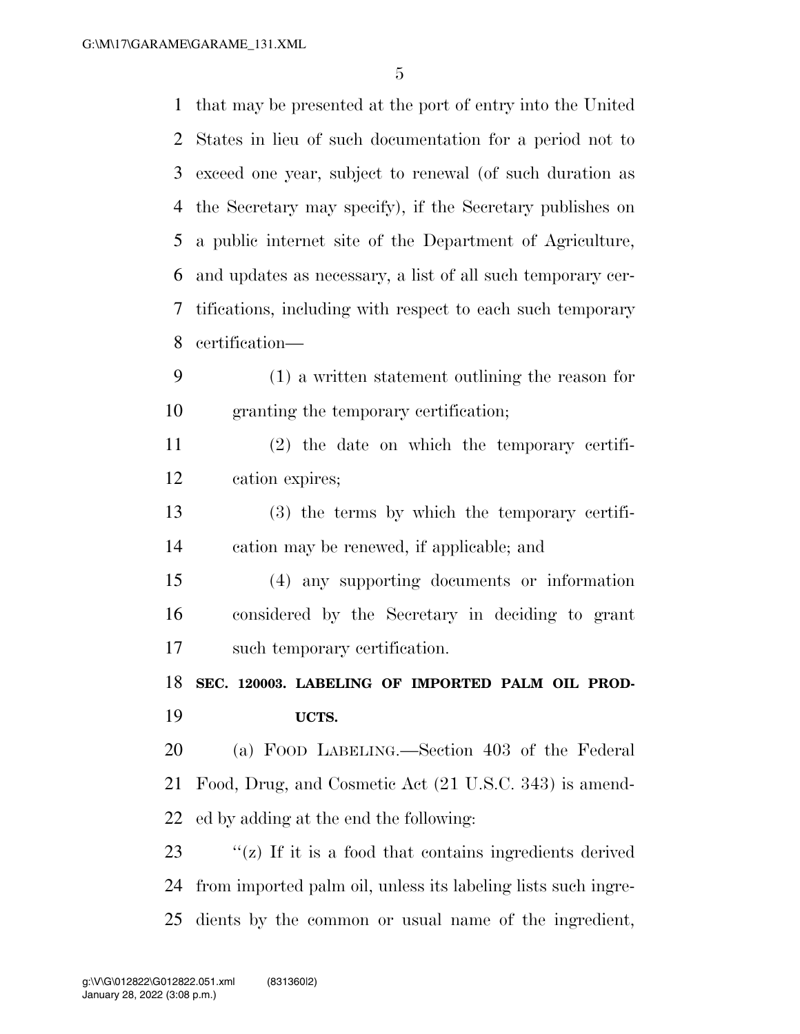that may be presented at the port of entry into the United States in lieu of such documentation for a period not to exceed one year, subject to renewal (of such duration as the Secretary may specify), if the Secretary publishes on a public internet site of the Department of Agriculture, and updates as necessary, a list of all such temporary certifications, including with respect to each such temporary certification—

(1) a written statement outlining the reason for granting the temporary certification;

(2) the date on which the temporary certification expires;

(3) the terms by which the temporary certification may be renewed, if applicable; and

(4) any supporting documents or information considered by the Secretary in deciding to grant such temporary certification.

**SEC. 120003. LABELING OF IMPORTED PALM OIL PRODUCTS.**

(a) FOOD LABELING.—Section 403 of the Federal Food, Drug, and Cosmetic Act (21 U.S.C. 343) is amended by adding at the end the following:

"(z) If it is a food that contains ingredients derived from imported palm oil, unless its labeling lists such ingredients by the common or usual name of the ingredient,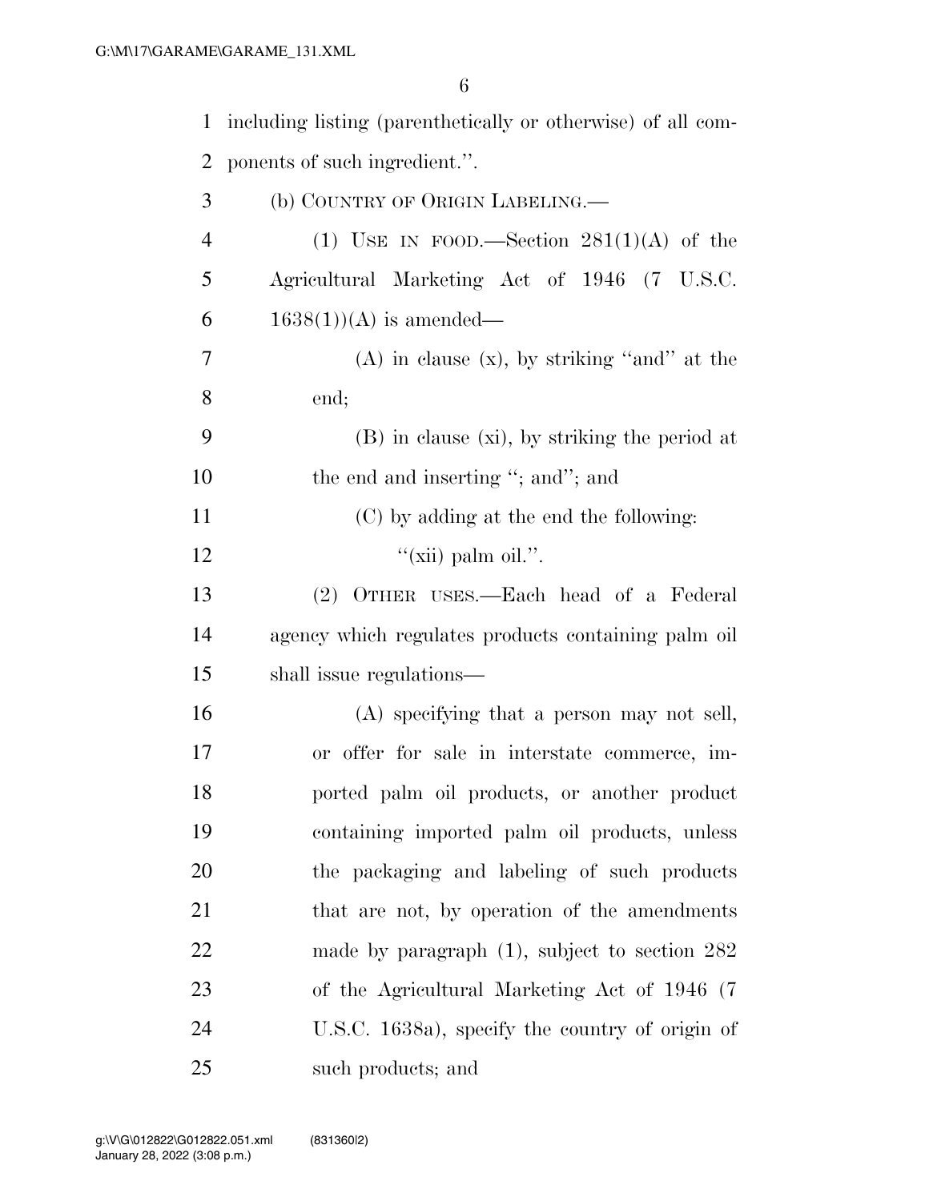including listing (parenthetically or otherwise) of all components of such ingredient.''.

(b) COUNTRY OF ORIGIN LABELING.—

(1) USE IN FOOD.—Section 281(1)(A) of the Agricultural Marketing Act of 1946 (7 U.S.C. 1638(1))(A) is amended—

(A) in clause (x), by striking ''and'' at the end;

(B) in clause (xi), by striking the period at the end and inserting ''; and''; and

(C) by adding at the end the following:

''(xii) palm oil.''.

(2) OTHER USES.—Each head of a Federal agency which regulates products containing palm oil shall issue regulations—

(A) specifying that a person may not sell, or offer for sale in interstate commerce, imported palm oil products, or another product containing imported palm oil products, unless the packaging and labeling of such products that are not, by operation of the amendments made by paragraph (1), subject to section 282 of the Agricultural Marketing Act of 1946 (7 U.S.C. 1638a), specify the country of origin of such products; and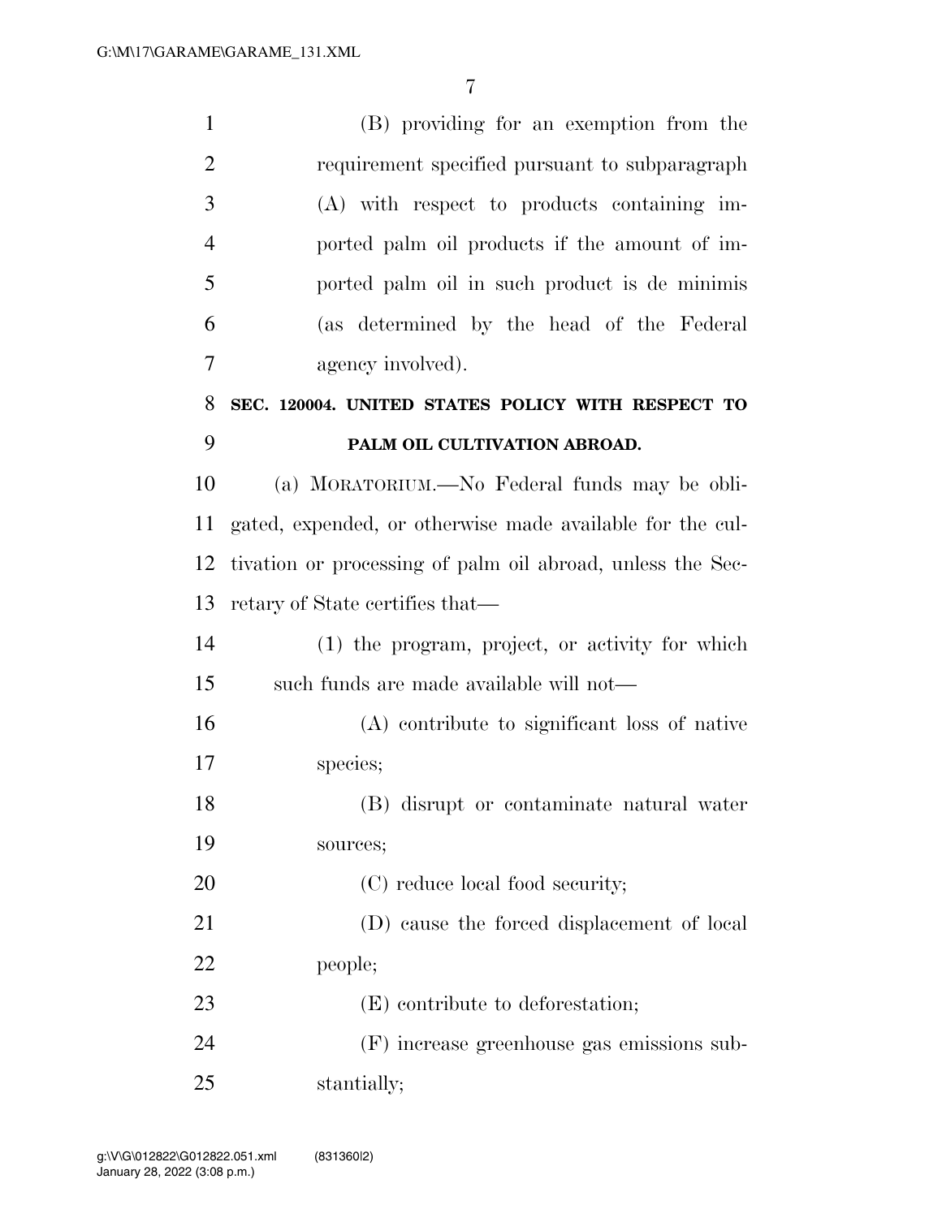(B) providing for an exemption from the requirement specified pursuant to subparagraph (A) with respect to products containing imported palm oil products if the amount of imported palm oil in such product is de minimis (as determined by the head of the Federal agency involved).

## SEC. 120004. UNITED STATES POLICY WITH RESPECT TO PALM OIL CULTIVATION ABROAD.

(a) MORATORIUM.—No Federal funds may be obligated, expended, or otherwise made available for the cultivation or processing of palm oil abroad, unless the Secretary of State certifies that—

(1) the program, project, or activity for which such funds are made available will not—

(A) contribute to significant loss of native species;

(B) disrupt or contaminate natural water sources;

(C) reduce local food security;

(D) cause the forced displacement of local people;

(E) contribute to deforestation;

(F) increase greenhouse gas emissions substantially;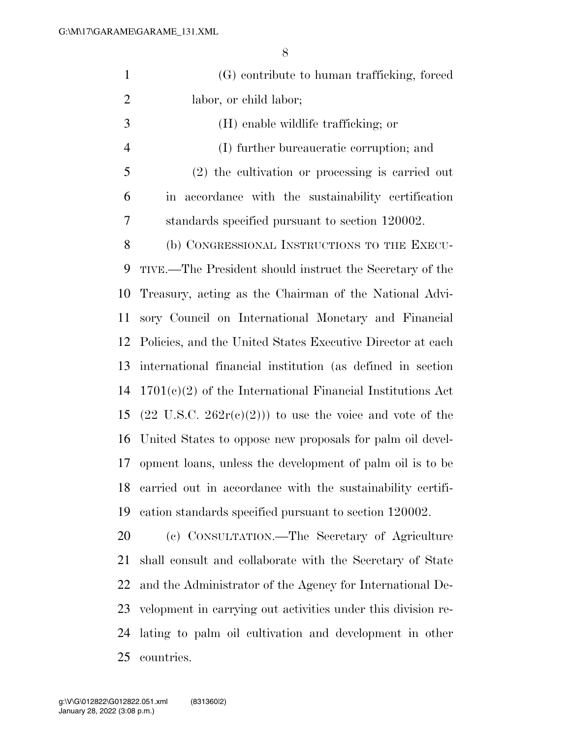(G) contribute to human trafficking, forced labor, or child labor;

(H) enable wildlife trafficking; or

(I) further bureaucratic corruption; and

(2) the cultivation or processing is carried out in accordance with the sustainability certification standards specified pursuant to section 120002.

(b) CONGRESSIONAL INSTRUCTIONS TO THE EXECUTIVE.—The President should instruct the Secretary of the Treasury, acting as the Chairman of the National Advisory Council on International Monetary and Financial Policies, and the United States Executive Director at each international financial institution (as defined in section 1701(c)(2) of the International Financial Institutions Act (22 U.S.C. 262r(c)(2))) to use the voice and vote of the United States to oppose new proposals for palm oil development loans, unless the development of palm oil is to be carried out in accordance with the sustainability certification standards specified pursuant to section 120002.

(c) CONSULTATION.—The Secretary of Agriculture shall consult and collaborate with the Secretary of State and the Administrator of the Agency for International Development in carrying out activities under this division relating to palm oil cultivation and development in other countries.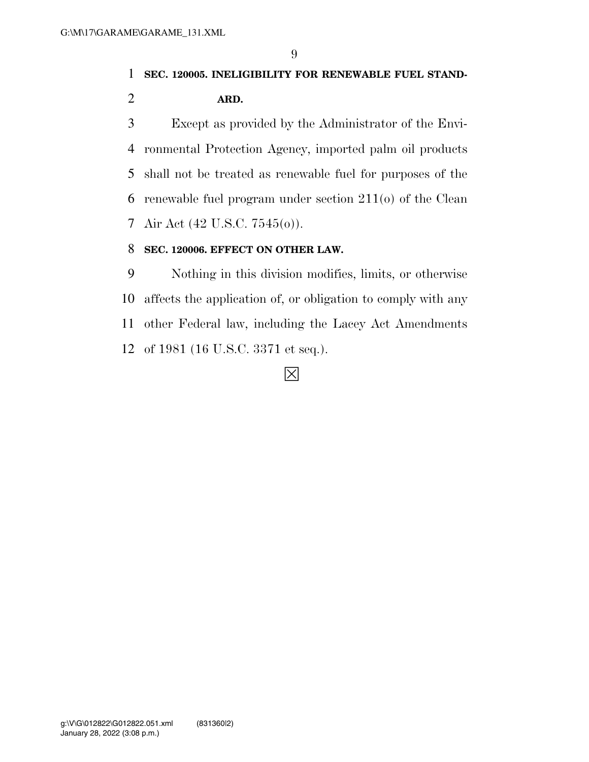### SEC. 120005. INELIGIBILITY FOR RENEWABLE FUEL STANDARD.

Except as provided by the Administrator of the Environmental Protection Agency, imported palm oil products shall not be treated as renewable fuel for purposes of the renewable fuel program under section 211(o) of the Clean Air Act (42 U.S.C. 7545(o)).

### SEC. 120006. EFFECT ON OTHER LAW.

Nothing in this division modifies, limits, or otherwise affects the application of, or obligation to comply with any other Federal law, including the Lacey Act Amendments of 1981 (16 U.S.C. 3371 et seq.).

☒